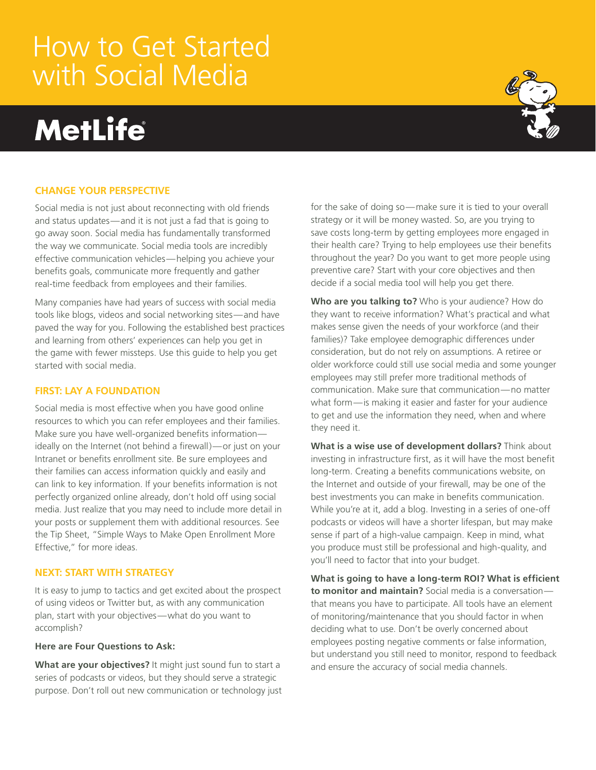# How to Get Started with Social Media

MetLife

## CHANGE YOUR PERSPECTIVE

Social media is not just about reconnecting with old friends and status updates—and it is not just a fad that is going to go away soon. Social media has fundamentally transformed the way we communicate. Social media tools are incredibly effective communication vehicles—helping you achieve your benefits goals, communicate more frequently and gather real-time feedback from employees and their families.

Many companies have had years of success with social media tools like blogs, videos and social networking sites—and have paved the way for you. Following the established best practices and learning from others' experiences can help you get in the game with fewer missteps. Use this guide to help you get started with social media.

## FIRST: LAY A FOUNDATION

Social media is most effective when you have good online resources to which you can refer employees and their families. Make sure you have well-organized benefits information—ideally on the Internet (not behind a firewall)—or just on your Intranet or benefits enrollment site. Be sure employees and their families can access information quickly and easily and can link to key information. If your benefits information is not perfectly organized online already, don't hold off using social media. Just realize that you may need to include more detail in your posts or supplement them with additional resources. See the Tip Sheet, "Simple Ways to Make Open Enrollment More Effective," for more ideas.

## NEXT: START WITH STRATEGY

It is easy to jump to tactics and get excited about the prospect of using videos or Twitter but, as with any communication plan, start with your objectives—what do you want to accomplish?

**Here are Four Questions to Ask:**

**What are your objectives?** It might just sound fun to start a series of podcasts or videos, but they should serve a strategic purpose. Don't roll out new communication or technology just for the sake of doing so—make sure it is tied to your overall strategy or it will be money wasted. So, are you trying to save costs long-term by getting employees more engaged in their health care? Trying to help employees use their benefits throughout the year? Do you want to get more people using preventive care? Start with your core objectives and then decide if a social media tool will help you get there.

**Who are you talking to?** Who is your audience? How do they want to receive information? What's practical and what makes sense given the needs of your workforce (and their families)? Take employee demographic differences under consideration, but do not rely on assumptions. A retiree or older workforce could still use social media and some younger employees may still prefer more traditional methods of communication. Make sure that communication—no matter what form—is making it easier and faster for your audience to get and use the information they need, when and where they need it.

**What is a wise use of development dollars?** Think about investing in infrastructure first, as it will have the most benefit long-term. Creating a benefits communications website, on the Internet and outside of your firewall, may be one of the best investments you can make in benefits communication. While you're at it, add a blog. Investing in a series of one-off podcasts or videos will have a shorter lifespan, but may make sense if part of a high-value campaign. Keep in mind, what you produce must still be professional and high-quality, and you'll need to factor that into your budget.

**What is going to have a long-term ROI? What is efficient to monitor and maintain?** Social media is a conversation—that means you have to participate. All tools have an element of monitoring/maintenance that you should factor in when deciding what to use. Don't be overly concerned about employees posting negative comments or false information, but understand you still need to monitor, respond to feedback and ensure the accuracy of social media channels.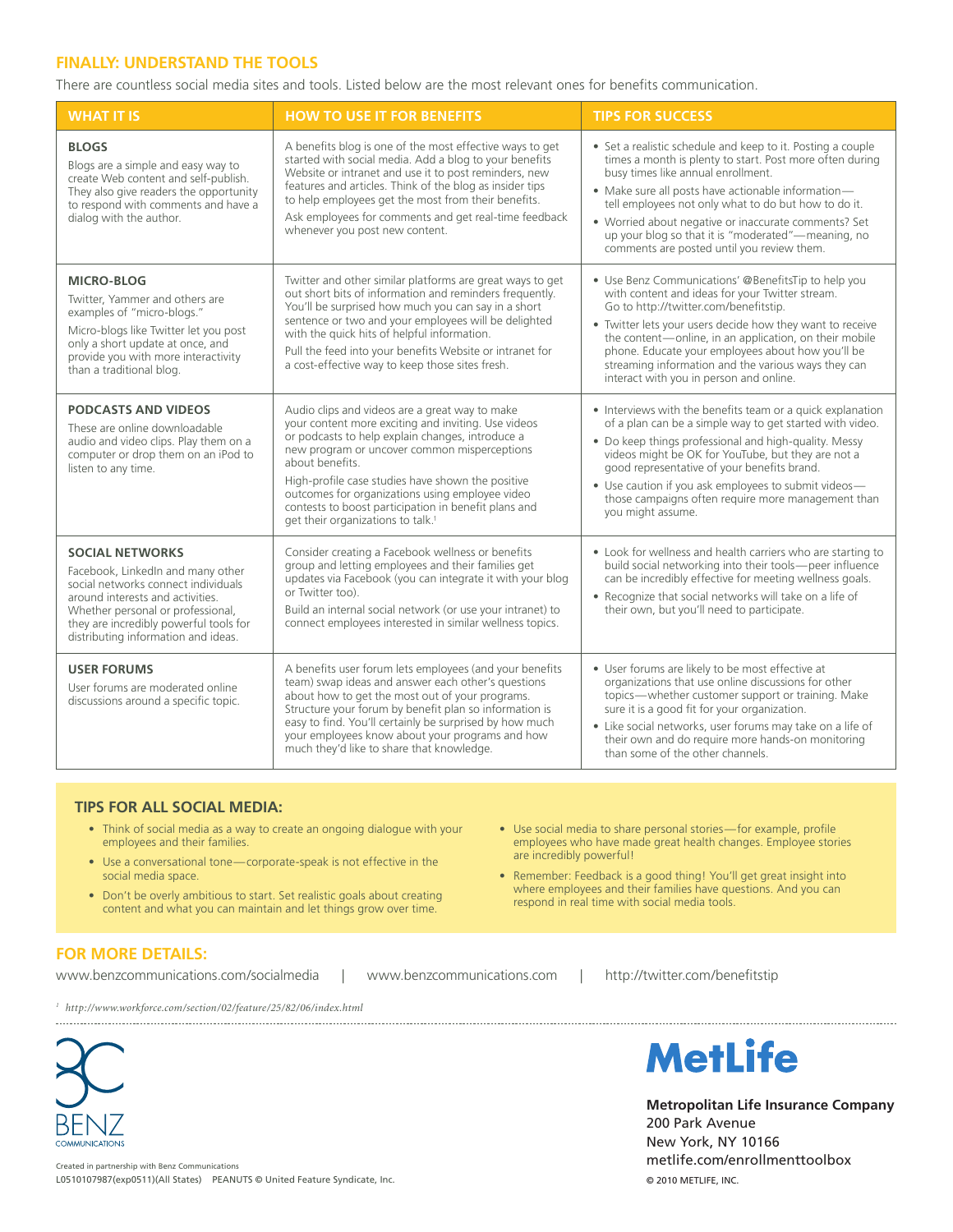## FINALLY: UNDERSTAND THE TOOLS

There are countless social media sites and tools. Listed below are the most relevant ones for benefits communication.

| WHAT IT IS | HOW TO USE IT FOR BENEFITS | TIPS FOR SUCCESS |
|---|---|---|
| **BLOGS**<br>Blogs are a simple and easy way to create Web content and self-publish. They also give readers the opportunity to respond with comments and have a dialog with the author. | A benefits blog is one of the most effective ways to get started with social media. Add a blog to your benefits Website or intranet and use it to post reminders, new features and articles. Think of the blog as insider tips to help employees get the most from their benefits.<br>Ask employees for comments and get real-time feedback whenever you post new content. | • Set a realistic schedule and keep to it. Posting a couple times a month is plenty to start. Post more often during busy times like annual enrollment.<br>• Make sure all posts have actionable information—tell employees not only what to do but how to do it.<br>• Worried about negative or inaccurate comments? Set up your blog so that it is "moderated"—meaning, no comments are posted until you review them. |
| **MICRO-BLOG**<br>Twitter, Yammer and others are examples of "micro-blogs."<br>Micro-blogs like Twitter let you post only a short update at once, and provide you with more interactivity than a traditional blog. | Twitter and other similar platforms are great ways to get out short bits of information and reminders frequently. You'll be surprised how much you can say in a short sentence or two and your employees will be delighted with the quick hits of helpful information.<br>Pull the feed into your benefits Website or intranet for a cost-effective way to keep those sites fresh. | • Use Benz Communications' @BenefitsTip to help you with content and ideas for your Twitter stream. Go to http://twitter.com/benefitstip.<br>• Twitter lets your users decide how they want to receive the content—online, in an application, on their mobile phone. Educate your employees about how you'll be streaming information and the various ways they can interact with you in person and online. |
| **PODCASTS AND VIDEOS**<br>These are online downloadable audio and video clips. Play them on a computer or drop them on an iPod to listen to any time. | Audio clips and videos are a great way to make your content more exciting and inviting. Use videos or podcasts to help explain changes, introduce a new program or uncover common misperceptions about benefits.<br>High-profile case studies have shown the positive outcomes for organizations using employee video contests to boost participation in benefit plans and get their organizations to talk.[1] | • Interviews with the benefits team or a quick explanation of a plan can be a simple way to get started with video.<br>• Do keep things professional and high-quality. Messy videos might be OK for YouTube, but they are not a good representative of your benefits brand.<br>• Use caution if you ask employees to submit videos—those campaigns often require more management than you might assume. |
| **SOCIAL NETWORKS**<br>Facebook, LinkedIn and many other social networks connect individuals around interests and activities. Whether personal or professional, they are incredibly powerful tools for distributing information and ideas. | Consider creating a Facebook wellness or benefits group and letting employees and their families get updates via Facebook (you can integrate it with your blog or Twitter too).<br>Build an internal social network (or use your intranet) to connect employees interested in similar wellness topics. | • Look for wellness and health carriers who are starting to build social networking into their tools—peer influence can be incredibly effective for meeting wellness goals.<br>• Recognize that social networks will take on a life of their own, but you'll need to participate. |
| **USER FORUMS**<br>User forums are moderated online discussions around a specific topic. | A benefits user forum lets employees (and your benefits team) swap ideas and answer each other's questions about how to get the most out of your programs. Structure your forum by benefit plan so information is easy to find. You'll certainly be surprised by how much your employees know about your programs and how much they'd like to share that knowledge. | • User forums are likely to be most effective at organizations that use online discussions for other topics—whether customer support or training. Make sure it is a good fit for your organization.<br>• Like social networks, user forums may take on a life of their own and do require more hands-on monitoring than some of the other channels. |

### TIPS FOR ALL SOCIAL MEDIA:

- Think of social media as a way to create an ongoing dialogue with your employees and their families.
- Use a conversational tone—corporate-speak is not effective in the social media space.
- Don't be overly ambitious to start. Set realistic goals about creating content and what you can maintain and let things grow over time.
- Use social media to share personal stories—for example, profile employees who have made great health changes. Employee stories are incredibly powerful!
- Remember: Feedback is a good thing! You'll get great insight into where employees and their families have questions. And you can respond in real time with social media tools.

## FOR MORE DETAILS:

www.benzcommunications.com/socialmedia | www.benzcommunications.com | http://twitter.com/benefitstip

[1] *http://www.workforce.com/section/02/feature/25/82/06/index.html*

BENZ COMMUNICATIONS

Created in partnership with Benz Communications
L0510107987(exp0511)(All States) PEANUTS © United Feature Syndicate, Inc.

MetLife

**Metropolitan Life Insurance Company**
200 Park Avenue
New York, NY 10166
metlife.com/enrollmenttoolbox

© 2010 METLIFE, INC.